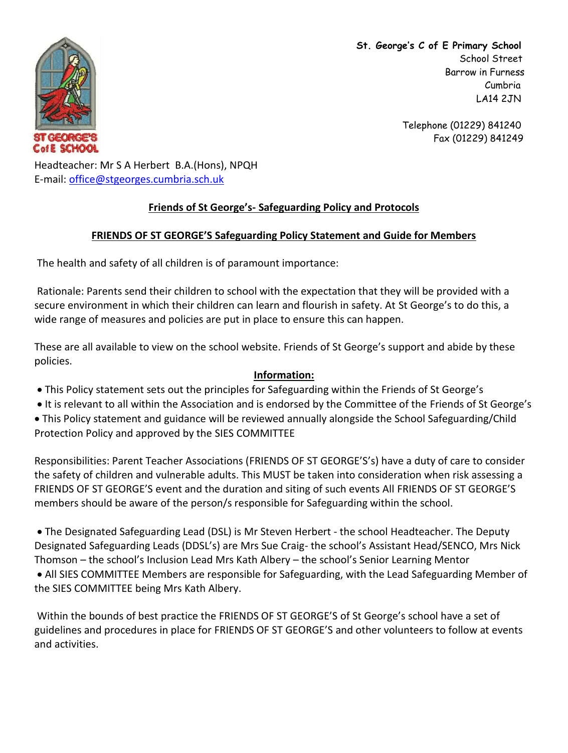**St. George's C of E Primary School**
School Street
Barrow in Furness
Cumbria
LA14 2JN

Telephone (01229) 841240
Fax (01229) 841249

Headteacher: Mr S A Herbert B.A.(Hons), NPQH
E-mail: office@stgeorges.cumbria.sch.uk

## Friends of St George's- Safeguarding Policy and Protocols

### FRIENDS OF ST GEORGE'S Safeguarding Policy Statement and Guide for Members

The health and safety of all children is of paramount importance:

Rationale: Parents send their children to school with the expectation that they will be provided with a secure environment in which their children can learn and flourish in safety. At St George's to do this, a wide range of measures and policies are put in place to ensure this can happen.

These are all available to view on the school website. Friends of St George's support and abide by these policies.

**Information:**

- This Policy statement sets out the principles for Safeguarding within the Friends of St George's
- It is relevant to all within the Association and is endorsed by the Committee of the Friends of St George's
- This Policy statement and guidance will be reviewed annually alongside the School Safeguarding/Child Protection Policy and approved by the SIES COMMITTEE

Responsibilities: Parent Teacher Associations (FRIENDS OF ST GEORGE'S's) have a duty of care to consider the safety of children and vulnerable adults. This MUST be taken into consideration when risk assessing a FRIENDS OF ST GEORGE'S event and the duration and siting of such events All FRIENDS OF ST GEORGE'S members should be aware of the person/s responsible for Safeguarding within the school.

- The Designated Safeguarding Lead (DSL) is Mr Steven Herbert - the school Headteacher. The Deputy Designated Safeguarding Leads (DDSL's) are Mrs Sue Craig- the school's Assistant Head/SENCO, Mrs Nick Thomson – the school's Inclusion Lead Mrs Kath Albery – the school's Senior Learning Mentor
- All SIES COMMITTEE Members are responsible for Safeguarding, with the Lead Safeguarding Member of the SIES COMMITTEE being Mrs Kath Albery.

Within the bounds of best practice the FRIENDS OF ST GEORGE'S of St George's school have a set of guidelines and procedures in place for FRIENDS OF ST GEORGE'S and other volunteers to follow at events and activities.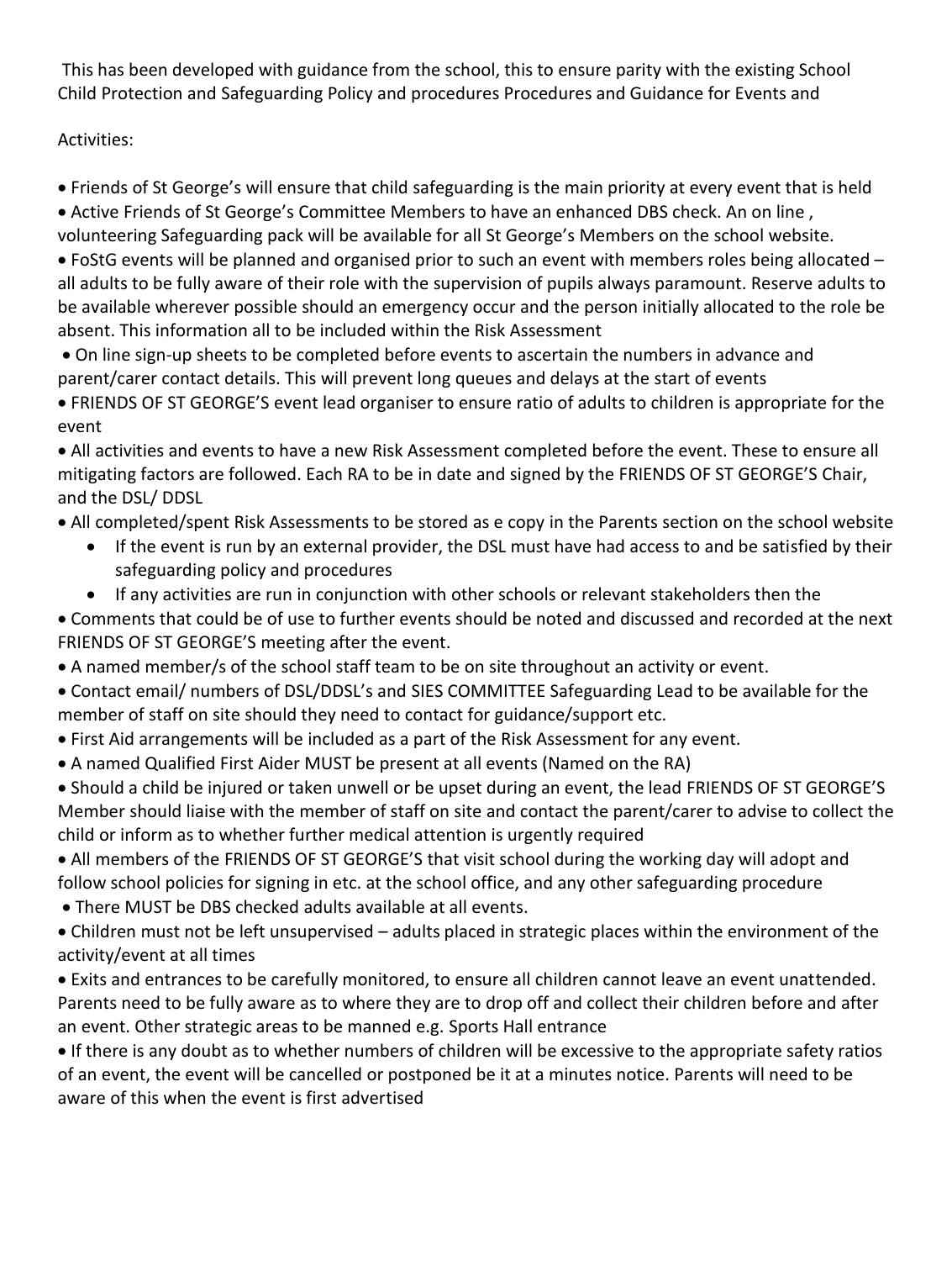This has been developed with guidance from the school, this to ensure parity with the existing School Child Protection and Safeguarding Policy and procedures Procedures and Guidance for Events and

Activities:

- Friends of St George's will ensure that child safeguarding is the main priority at every event that is held
- Active Friends of St George's Committee Members to have an enhanced DBS check. An on line , volunteering Safeguarding pack will be available for all St George's Members on the school website.
- FoStG events will be planned and organised prior to such an event with members roles being allocated – all adults to be fully aware of their role with the supervision of pupils always paramount. Reserve adults to be available wherever possible should an emergency occur and the person initially allocated to the role be absent. This information all to be included within the Risk Assessment
- On line sign-up sheets to be completed before events to ascertain the numbers in advance and parent/carer contact details. This will prevent long queues and delays at the start of events
- FRIENDS OF ST GEORGE'S event lead organiser to ensure ratio of adults to children is appropriate for the event
- All activities and events to have a new Risk Assessment completed before the event. These to ensure all mitigating factors are followed. Each RA to be in date and signed by the FRIENDS OF ST GEORGE'S Chair, and the DSL/ DDSL
- All completed/spent Risk Assessments to be stored as e copy in the Parents section on the school website
    - If the event is run by an external provider, the DSL must have had access to and be satisfied by their safeguarding policy and procedures
    - If any activities are run in conjunction with other schools or relevant stakeholders then the
- Comments that could be of use to further events should be noted and discussed and recorded at the next FRIENDS OF ST GEORGE'S meeting after the event.
- A named member/s of the school staff team to be on site throughout an activity or event.
- Contact email/ numbers of DSL/DDSL's and SIES COMMITTEE Safeguarding Lead to be available for the member of staff on site should they need to contact for guidance/support etc.
- First Aid arrangements will be included as a part of the Risk Assessment for any event.
- A named Qualified First Aider MUST be present at all events (Named on the RA)
- Should a child be injured or taken unwell or be upset during an event, the lead FRIENDS OF ST GEORGE'S Member should liaise with the member of staff on site and contact the parent/carer to advise to collect the child or inform as to whether further medical attention is urgently required
- All members of the FRIENDS OF ST GEORGE'S that visit school during the working day will adopt and follow school policies for signing in etc. at the school office, and any other safeguarding procedure
- There MUST be DBS checked adults available at all events.
- Children must not be left unsupervised – adults placed in strategic places within the environment of the activity/event at all times
- Exits and entrances to be carefully monitored, to ensure all children cannot leave an event unattended. Parents need to be fully aware as to where they are to drop off and collect their children before and after an event. Other strategic areas to be manned e.g. Sports Hall entrance
- If there is any doubt as to whether numbers of children will be excessive to the appropriate safety ratios of an event, the event will be cancelled or postponed be it at a minutes notice. Parents will need to be aware of this when the event is first advertised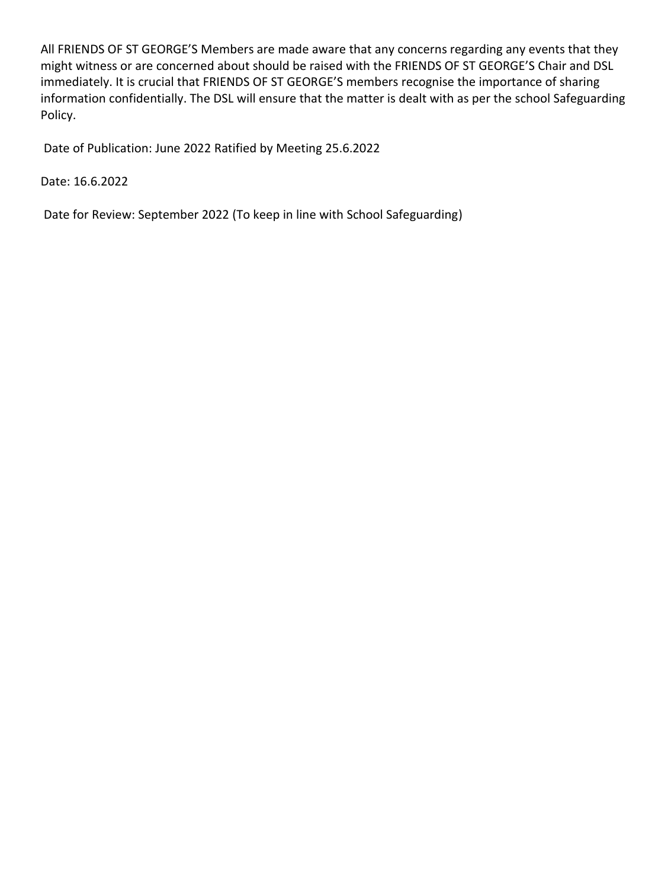All FRIENDS OF ST GEORGE'S Members are made aware that any concerns regarding any events that they might witness or are concerned about should be raised with the FRIENDS OF ST GEORGE'S Chair and DSL immediately. It is crucial that FRIENDS OF ST GEORGE'S members recognise the importance of sharing information confidentially. The DSL will ensure that the matter is dealt with as per the school Safeguarding Policy.

Date of Publication: June 2022 Ratified by Meeting 25.6.2022

Date: 16.6.2022

Date for Review: September 2022 (To keep in line with School Safeguarding)